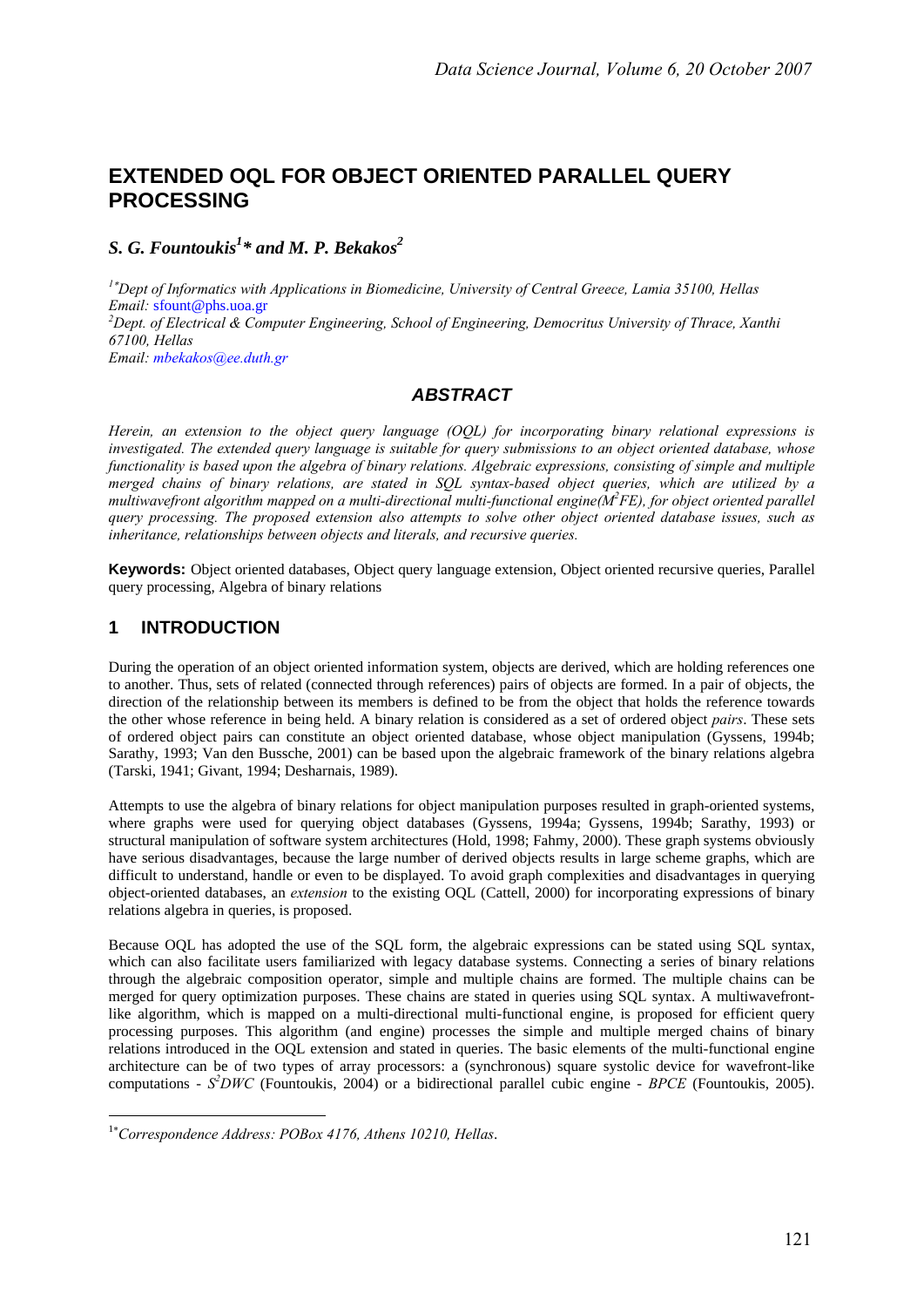# EXTENDED OQL FOR OBJECT ORIENTED PARALLEL QUERY PROCESSING

***S. G. Fountoukis[1]\* and M. P. Bekakos[2]***

*[1\*]Dept of Informatics with Applications in Biomedicine, University of Central Greece, Lamia 35100, Hellas*
*Email:* sfount@phs.uoa.gr
*[2]Dept. of Electrical & Computer Engineering, School of Engineering, Democritus University of Thrace, Xanthi 67100, Hellas*
*Email: mbekakos@ee.duth.gr*

## *ABSTRACT*

*Herein, an extension to the object query language (OQL) for incorporating binary relational expressions is investigated. The extended query language is suitable for query submissions to an object oriented database, whose functionality is based upon the algebra of binary relations. Algebraic expressions, consisting of simple and multiple merged chains of binary relations, are stated in SQL syntax-based object queries, which are utilized by a multiwavefront algorithm mapped on a multi-directional multi-functional engine($M^2FE$), for object oriented parallel query processing. The proposed extension also attempts to solve other object oriented database issues, such as inheritance, relationships between objects and literals, and recursive queries.*

**Keywords:** Object oriented databases, Object query language extension, Object oriented recursive queries, Parallel query processing, Algebra of binary relations

## 1 INTRODUCTION

During the operation of an object oriented information system, objects are derived, which are holding references one to another. Thus, sets of related (connected through references) pairs of objects are formed. In a pair of objects, the direction of the relationship between its members is defined to be from the object that holds the reference towards the other whose reference in being held. A binary relation is considered as a set of ordered object *pairs*. These sets of ordered object pairs can constitute an object oriented database, whose object manipulation (Gyssens, 1994b; Sarathy, 1993; Van den Bussche, 2001) can be based upon the algebraic framework of the binary relations algebra (Tarski, 1941; Givant, 1994; Desharnais, 1989).

Attempts to use the algebra of binary relations for object manipulation purposes resulted in graph-oriented systems, where graphs were used for querying object databases (Gyssens, 1994a; Gyssens, 1994b; Sarathy, 1993) or structural manipulation of software system architectures (Hold, 1998; Fahmy, 2000). These graph systems obviously have serious disadvantages, because the large number of derived objects results in large scheme graphs, which are difficult to understand, handle or even to be displayed. To avoid graph complexities and disadvantages in querying object-oriented databases, an *extension* to the existing OQL (Cattell, 2000) for incorporating expressions of binary relations algebra in queries, is proposed.

Because OQL has adopted the use of the SQL form, the algebraic expressions can be stated using SQL syntax, which can also facilitate users familiarized with legacy database systems. Connecting a series of binary relations through the algebraic composition operator, simple and multiple chains are formed. The multiple chains can be merged for query optimization purposes. These chains are stated in queries using SQL syntax. A multiwavefront-like algorithm, which is mapped on a multi-directional multi-functional engine, is proposed for efficient query processing purposes. This algorithm (and engine) processes the simple and multiple merged chains of binary relations introduced in the OQL extension and stated in queries. The basic elements of the multi-functional engine architecture can be of two types of array processors: a (synchronous) square systolic device for wavefront-like computations - $S^2DWC$ (Fountoukis, 2004) or a bidirectional parallel cubic engine - *BPCE* (Fountoukis, 2005).

---

[1\*]*Correspondence Address: POBox 4176, Athens 10210, Hellas*.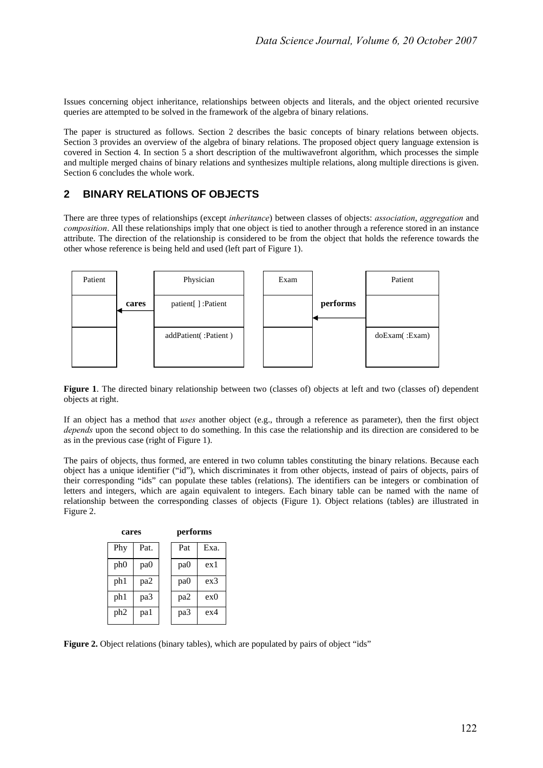Issues concerning object inheritance, relationships between objects and literals, and the object oriented recursive queries are attempted to be solved in the framework of the algebra of binary relations.

The paper is structured as follows. Section 2 describes the basic concepts of binary relations between objects. Section 3 provides an overview of the algebra of binary relations. The proposed object query language extension is covered in Section 4. In section 5 a short description of the multiwavefront algorithm, which processes the simple and multiple merged chains of binary relations and synthesizes multiple relations, along multiple directions is given. Section 6 concludes the whole work.

## 2 BINARY RELATIONS OF OBJECTS

There are three types of relationships (except *inheritance*) between classes of objects: *association*, *aggregation* and *composition*. All these relationships imply that one object is tied to another through a reference stored in an instance attribute. The direction of the relationship is considered to be from the object that holds the reference towards the other whose reference is being held and used (left part of Figure 1).

**Figure 1**. The directed binary relationship between two (classes of) objects at left and two (classes of) dependent objects at right.

If an object has a method that *uses* another object (e.g., through a reference as parameter), then the first object *depends* upon the second object to do something. In this case the relationship and its direction are considered to be as in the previous case (right of Figure 1).

The pairs of objects, thus formed, are entered in two column tables constituting the binary relations. Because each object has a unique identifier ("id"), which discriminates it from other objects, instead of pairs of objects, pairs of their corresponding "ids" can populate these tables (relations). The identifiers can be integers or combination of letters and integers, which are again equivalent to integers. Each binary table can be named with the name of relationship between the corresponding classes of objects (Figure 1). Object relations (tables) are illustrated in Figure 2.

**cares**

| Phy | Pat. |
|---|---|
| ph0 | pa0 |
| ph1 | pa2 |
| ph1 | pa3 |
| ph2 | pa1 |

**performs**

| Pat | Exa. |
|---|---|
| pa0 | ex1 |
| pa0 | ex3 |
| pa2 | ex0 |
| pa3 | ex4 |

**Figure 2.** Object relations (binary tables), which are populated by pairs of object "ids"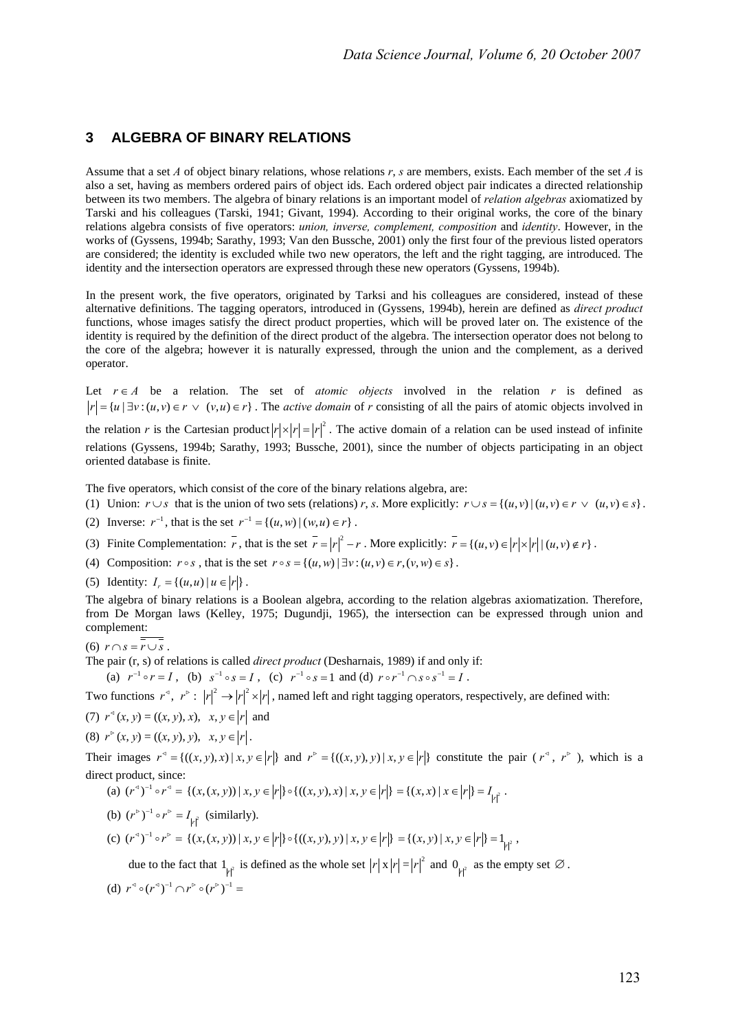## 3 ALGEBRA OF BINARY RELATIONS

Assume that a set $A$ of object binary relations, whose relations $r$, $s$ are members, exists. Each member of the set $A$ is also a set, having as members ordered pairs of object ids. Each ordered object pair indicates a directed relationship between its two members. The algebra of binary relations is an important model of *relation algebras* axiomatized by Tarski and his colleagues (Tarski, 1941; Givant, 1994). According to their original works, the core of the binary relations algebra consists of five operators: *union, inverse, complement, composition* and *identity*. However, in the works of (Gyssens, 1994b; Sarathy, 1993; Van den Bussche, 2001) only the first four of the previous listed operators are considered; the identity is excluded while two new operators, the left and the right tagging, are introduced. The identity and the intersection operators are expressed through these new operators (Gyssens, 1994b).

In the present work, the five operators, originated by Tarksi and his colleagues are considered, instead of these alternative definitions. The tagging operators, introduced in (Gyssens, 1994b), herein are defined as *direct product* functions, whose images satisfy the direct product properties, which will be proved later on. The existence of the identity is required by the definition of the direct product of the algebra. The intersection operator does not belong to the core of the algebra; however it is naturally expressed, through the union and the complement, as a derived operator.

Let $r \in A$ be a relation. The set of *atomic objects* involved in the relation $r$ is defined as $|r| = \{u \mid \exists v : (u,v) \in r \ \vee \ (v,u) \in r\}$. The *active domain* of $r$ consisting of all the pairs of atomic objects involved in the relation $r$ is the Cartesian product $|r| \times |r| = |r|^2$. The active domain of a relation can be used instead of infinite relations (Gyssens, 1994b; Sarathy, 1993; Bussche, 2001), since the number of objects participating in an object oriented database is finite.

The five operators, which consist of the core of the binary relations algebra, are:

(1) Union: $r \cup s$ that is the union of two sets (relations) $r$, $s$. More explicitly: $r \cup s = \{(u,v) \mid (u,v) \in r \ \vee \ (u,v) \in s\}$.

(2) Inverse: $r^{-1}$, that is the set $r^{-1} = \{(u,w) \mid (w,u) \in r\}$.

(3) Finite Complementation: $\overline{r}$, that is the set $\overline{r} = |r|^2 - r$. More explicitly: $\overline{r} = \{(u,v) \in |r| \times |r| \mid (u,v) \notin r\}$.

(4) Composition: $r \circ s$, that is the set $r \circ s = \{(u,w) \mid \exists v : (u,v) \in r, (v,w) \in s\}$.

(5) Identity: $I_r = \{(u,u) \mid u \in |r|\}$.

The algebra of binary relations is a Boolean algebra, according to the relation algebras axiomatization. Therefore, from De Morgan laws (Kelley, 1975; Dugundji, 1965), the intersection can be expressed through union and complement:

(6) $r \cap s = \overline{\overline{r} \cup \overline{s}}$.

The pair (r, s) of relations is called *direct product* (Desharnais, 1989) if and only if:

(a) $r^{-1} \circ r = I$, (b) $s^{-1} \circ s = I$, (c) $r^{-1} \circ s = 1$ and (d) $r \circ r^{-1} \cap s \circ s^{-1} = I$.

Two functions $r^{\triangleleft}$, $r^{\triangleright} : |r|^2 \to |r|^2 \times |r|$, named left and right tagging operators, respectively, are defined with:

(7) $r^{\triangleleft}(x, y) = ((x, y), x), \quad x, y \in |r|$ and

(8) $r^{\triangleright}(x, y) = ((x, y), y), \quad x, y \in |r|$.

Their images $r^{\triangleleft} = \{((x, y), x) \mid x, y \in |r|\}$ and $r^{\triangleright} = \{((x, y), y) \mid x, y \in |r|\}$ constitute the pair ($r^{\triangleleft}$, $r^{\triangleright}$), which is a direct product, since:

(a) $(r^{\triangleleft})^{-1} \circ r^{\triangleleft} = \{(x, (x, y)) \mid x, y \in |r|\} \circ \{((x, y), x) \mid x, y \in |r|\} = \{(x, x) \mid x \in |r|\} = I_{|r|^2}$.

(b) $(r^{\triangleright})^{-1} \circ r^{\triangleright} = I_{|r|^2}$ (similarly).

(c) $(r^{\triangleleft})^{-1} \circ r^{\triangleright} = \{(x, (x, y)) \mid x, y \in |r|\} \circ \{((x, y), y) \mid x, y \in |r|\} = \{(x, y) \mid x, y \in |r|\} = 1_{|r|^2}$,

due to the fact that $1_{|r|^2}$ is defined as the whole set $|r| \times |r| = |r|^2$ and $0_{|r|^2}$ as the empty set $\varnothing$.

(d) $r^{\triangleleft} \circ (r^{\triangleleft})^{-1} \cap r^{\triangleright} \circ (r^{\triangleright})^{-1} =$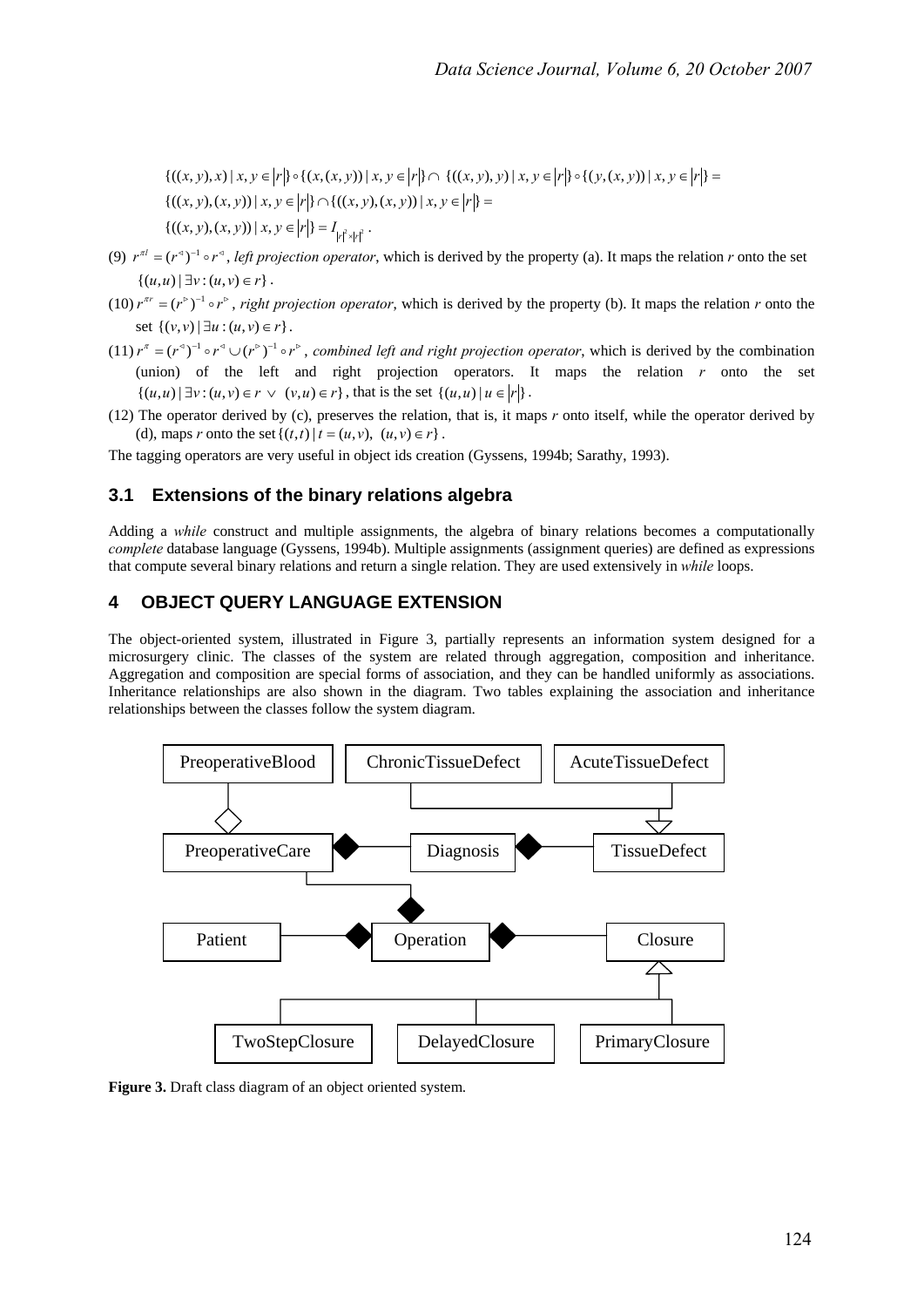$$\{((x,y),x) \mid x,y \in |r|\} \circ \{(x,(x,y)) \mid x,y \in |r|\} \cap \{((x,y),y) \mid x,y \in |r|\} \circ \{(y,(x,y)) \mid x,y \in |r|\} =$$

$$\{((x,y),(x,y)) \mid x,y \in |r|\} \cap \{((x,y),(x,y)) \mid x,y \in |r|\} =$$

$$\{((x,y),(x,y)) \mid x,y \in |r|\} = I_{|r|^2 \times |r|^2}.$$

(9) $r^{\pi l} = (r^{\triangleleft})^{-1} \circ r^{\triangleleft}$, *left projection operator*, which is derived by the property (a). It maps the relation *r* onto the set $\{(u,u) \mid \exists v : (u,v) \in r\}$.

(10) $r^{\pi r} = (r^{\triangleright})^{-1} \circ r^{\triangleright}$, *right projection operator*, which is derived by the property (b). It maps the relation *r* onto the set $\{(v,v) \mid \exists u : (u,v) \in r\}$.

(11) $r^{\pi} = (r^{\triangleleft})^{-1} \circ r^{\triangleleft} \cup (r^{\triangleright})^{-1} \circ r^{\triangleright}$, *combined left and right projection operator*, which is derived by the combination (union) of the left and right projection operators. It maps the relation *r* onto the set $\{(u,u) \mid \exists v : (u,v) \in r \ \vee \ (v,u) \in r\}$, that is the set $\{(u,u) \mid u \in |r|\}$.

(12) The operator derived by (c), preserves the relation, that is, it maps *r* onto itself, while the operator derived by (d), maps *r* onto the set $\{(t,t) \mid t = (u,v), \ (u,v) \in r\}$.

The tagging operators are very useful in object ids creation (Gyssens, 1994b; Sarathy, 1993).

### 3.1 Extensions of the binary relations algebra

Adding a *while* construct and multiple assignments, the algebra of binary relations becomes a computationally *complete* database language (Gyssens, 1994b). Multiple assignments (assignment queries) are defined as expressions that compute several binary relations and return a single relation. They are used extensively in *while* loops.

## 4 OBJECT QUERY LANGUAGE EXTENSION

The object-oriented system, illustrated in Figure 3, partially represents an information system designed for a microsurgery clinic. The classes of the system are related through aggregation, composition and inheritance. Aggregation and composition are special forms of association, and they can be handled uniformly as associations. Inheritance relationships are also shown in the diagram. Two tables explaining the association and inheritance relationships between the classes follow the system diagram.

PreoperativeBlood, ChronicTissueDefect, AcuteTissueDefect, PreoperativeCare, Diagnosis, TissueDefect, Patient, Operation, Closure, TwoStepClosure, DelayedClosure, PrimaryClosure

**Figure 3.** Draft class diagram of an object oriented system.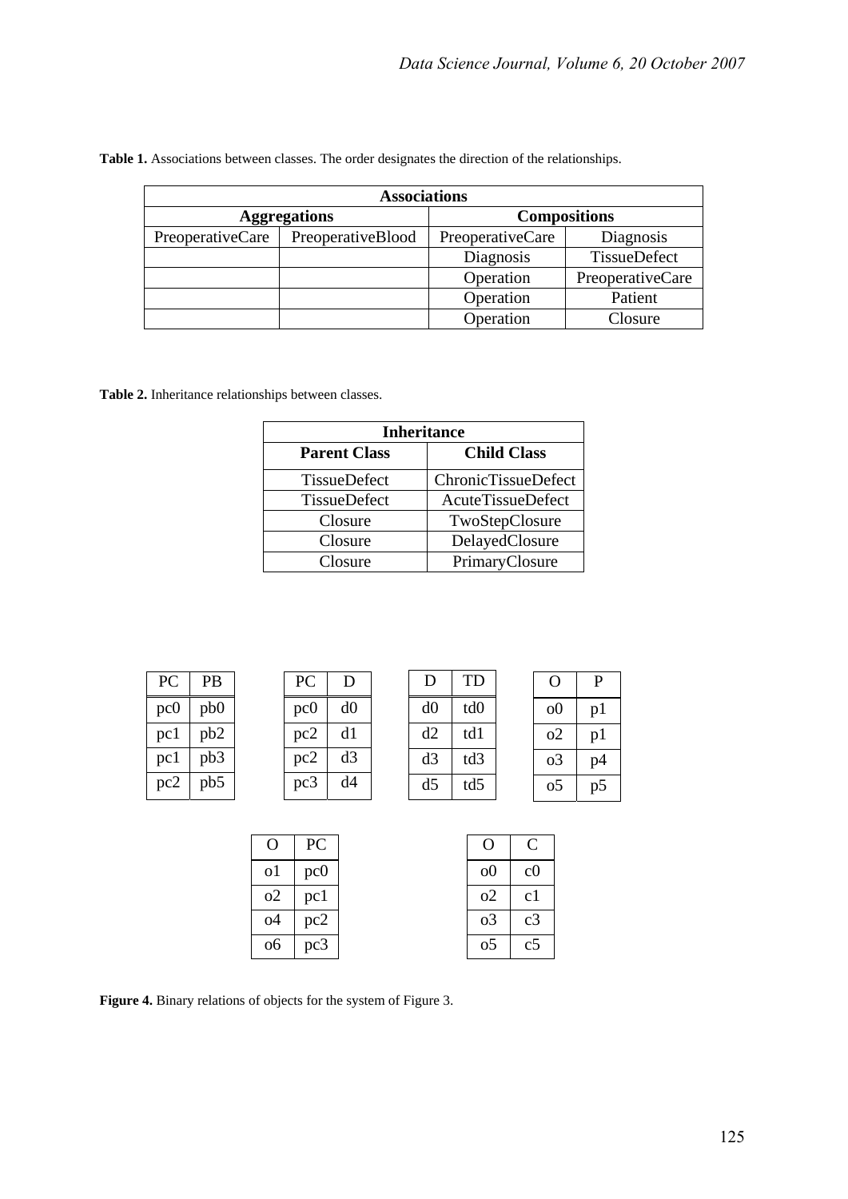**Table 1.** Associations between classes. The order designates the direction of the relationships.

| Associations | | | |
|---|---|---|---|
| **Aggregations** | | **Compositions** | |
| PreoperativeCare | PreoperativeBlood | PreoperativeCare | Diagnosis |
| | | Diagnosis | TissueDefect |
| | | Operation | PreoperativeCare |
| | | Operation | Patient |
| | | Operation | Closure |

**Table 2.** Inheritance relationships between classes.

| Inheritance | |
|---|---|
| **Parent Class** | **Child Class** |
| TissueDefect | ChronicTissueDefect |
| TissueDefect | AcuteTissueDefect |
| Closure | TwoStepClosure |
| Closure | DelayedClosure |
| Closure | PrimaryClosure |

| PC | PB |
|---|---|
| pc0 | pb0 |
| pc1 | pb2 |
| pc1 | pb3 |
| pc2 | pb5 |

| PC | D |
|---|---|
| pc0 | d0 |
| pc2 | d1 |
| pc2 | d3 |
| pc3 | d4 |

| D | TD |
|---|---|
| d0 | td0 |
| d2 | td1 |
| d3 | td3 |
| d5 | td5 |

| O | P |
|---|---|
| o0 | p1 |
| o2 | p1 |
| o3 | p4 |
| o5 | p5 |

| O | PC |
|---|---|
| o1 | pc0 |
| o2 | pc1 |
| o4 | pc2 |
| o6 | pc3 |

| O | C |
|---|---|
| o0 | c0 |
| o2 | c1 |
| o3 | c3 |
| o5 | c5 |

**Figure 4.** Binary relations of objects for the system of Figure 3.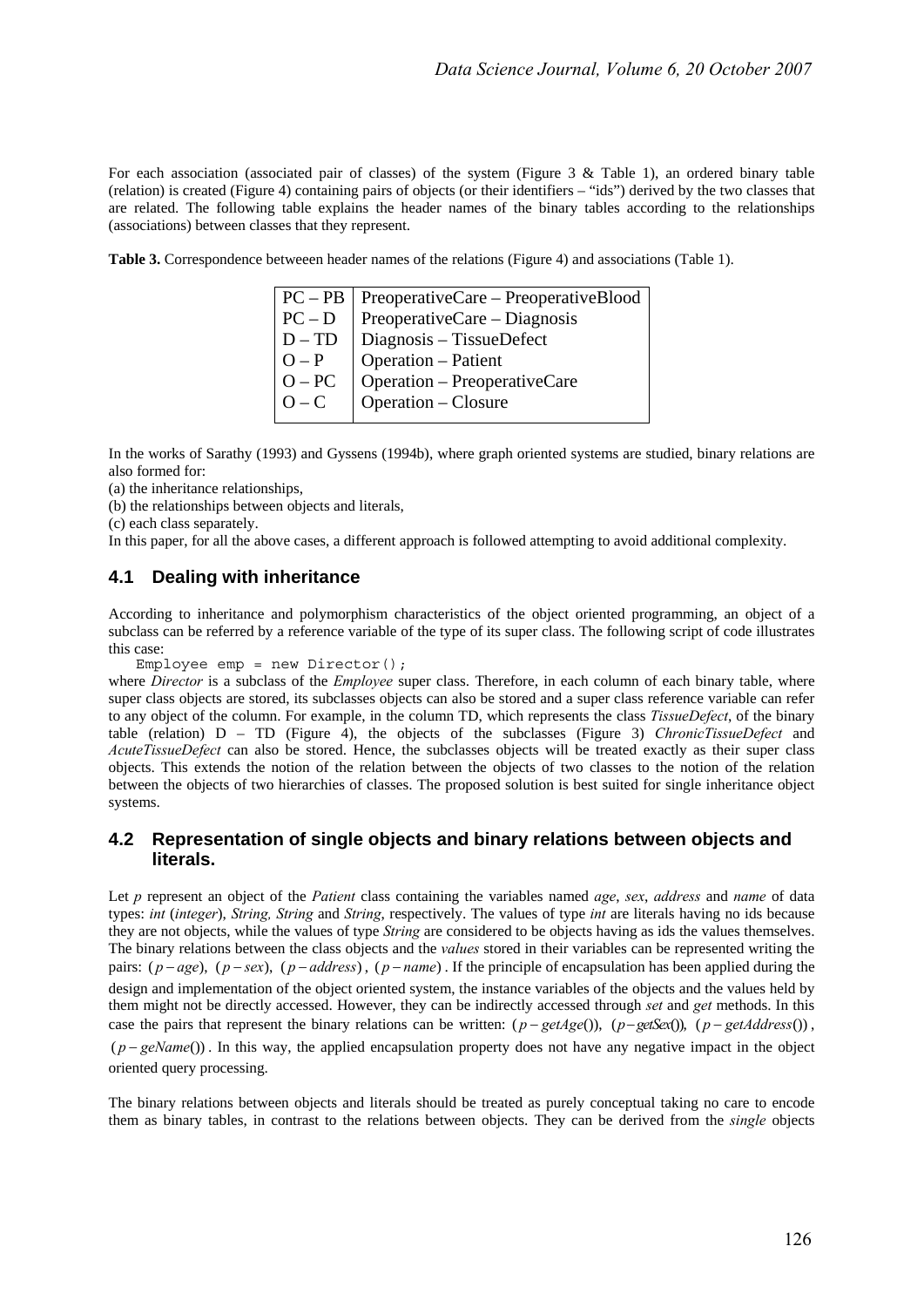For each association (associated pair of classes) of the system (Figure 3 & Table 1), an ordered binary table (relation) is created (Figure 4) containing pairs of objects (or their identifiers – "ids") derived by the two classes that are related. The following table explains the header names of the binary tables according to the relationships (associations) between classes that they represent.

**Table 3.** Correspondence betweeen header names of the relations (Figure 4) and associations (Table 1).

| | |
|---|---|
| PC – PB | PreoperativeCare – PreoperativeBlood |
| PC – D | PreoperativeCare – Diagnosis |
| D – TD | Diagnosis – TissueDefect |
| O – P | Operation – Patient |
| O – PC | Operation – PreoperativeCare |
| O – C | Operation – Closure |

In the works of Sarathy (1993) and Gyssens (1994b), where graph oriented systems are studied, binary relations are also formed for:
(a) the inheritance relationships,
(b) the relationships between objects and literals,
(c) each class separately.
In this paper, for all the above cases, a different approach is followed attempting to avoid additional complexity.

## 4.1 Dealing with inheritance

According to inheritance and polymorphism characteristics of the object oriented programming, an object of a subclass can be referred by a reference variable of the type of its super class. The following script of code illustrates this case:

```
Employee emp = new Director();
```

where *Director* is a subclass of the *Employee* super class. Therefore, in each column of each binary table, where super class objects are stored, its subclasses objects can also be stored and a super class reference variable can refer to any object of the column. For example, in the column TD, which represents the class *TissueDefect*, of the binary table (relation) D – TD (Figure 4), the objects of the subclasses (Figure 3) *ChronicTissueDefect* and *AcuteTissueDefect* can also be stored. Hence, the subclasses objects will be treated exactly as their super class objects. This extends the notion of the relation between the objects of two classes to the notion of the relation between the objects of two hierarchies of classes. The proposed solution is best suited for single inheritance object systems.

## 4.2 Representation of single objects and binary relations between objects and literals.

Let *p* represent an object of the *Patient* class containing the variables named *age*, *sex*, *address* and *name* of data types: *int* (*integer*), *String, String* and *String*, respectively. The values of type *int* are literals having no ids because they are not objects, while the values of type *String* are considered to be objects having as ids the values themselves. The binary relations between the class objects and the *values* stored in their variables can be represented writing the pairs: $(p - age)$, $(p - sex)$, $(p - address)$, $(p - name)$. If the principle of encapsulation has been applied during the design and implementation of the object oriented system, the instance variables of the objects and the values held by them might not be directly accessed. However, they can be indirectly accessed through *set* and *get* methods. In this case the pairs that represent the binary relations can be written: $(p - getAge())$, $(p - getSex())$, $(p - getAddress())$, $(p - geName())$. In this way, the applied encapsulation property does not have any negative impact in the object oriented query processing.

The binary relations between objects and literals should be treated as purely conceptual taking no care to encode them as binary tables, in contrast to the relations between objects. They can be derived from the *single* objects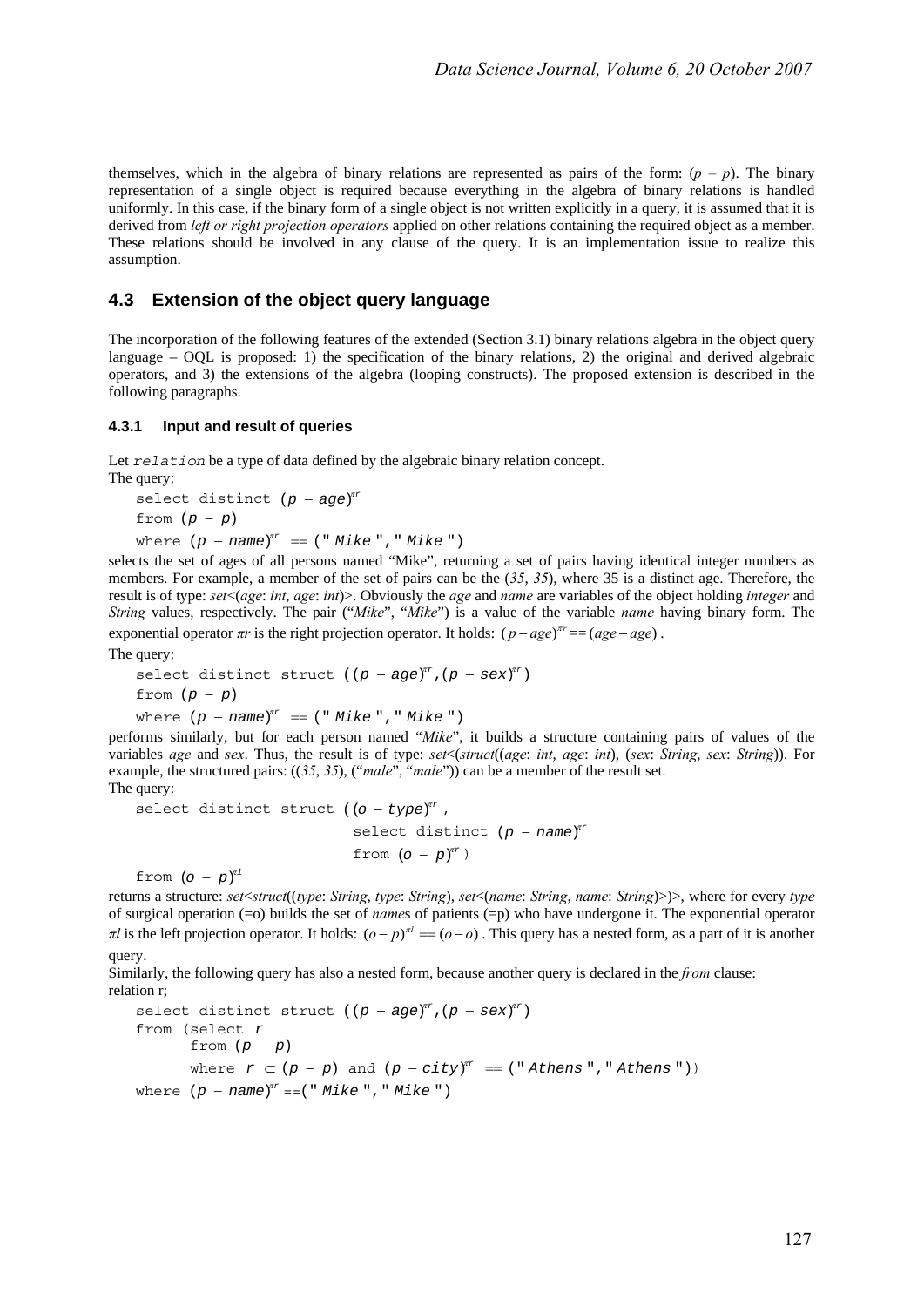themselves, which in the algebra of binary relations are represented as pairs of the form: ($p$ – $p$). The binary representation of a single object is required because everything in the algebra of binary relations is handled uniformly. In this case, if the binary form of a single object is not written explicitly in a query, it is assumed that it is derived from *left or right projection operators* applied on other relations containing the required object as a member. These relations should be involved in any clause of the query. It is an implementation issue to realize this assumption.

## 4.3 Extension of the object query language

The incorporation of the following features of the extended (Section 3.1) binary relations algebra in the object query language – OQL is proposed: 1) the specification of the binary relations, 2) the original and derived algebraic operators, and 3) the extensions of the algebra (looping constructs). The proposed extension is described in the following paragraphs.

### 4.3.1 Input and result of queries

Let `relation` be a type of data defined by the algebraic binary relation concept.

The query:

```
select distinct (p – age)^πr
from (p – p)
where (p – name)^πr == ("Mike","Mike")
```

selects the set of ages of all persons named "Mike", returning a set of pairs having identical integer numbers as members. For example, a member of the set of pairs can be the (*35*, *35*), where 35 is a distinct age. Therefore, the result is of type: *set*<(*age*: *int*, *age*: *int*)>. Obviously the *age* and *name* are variables of the object holding *integer* and *String* values, respectively. The pair ("*Mike*", "*Mike*") is a value of the variable *name* having binary form. The exponential operator $\pi r$ is the right projection operator. It holds: $(p-age)^{\pi r} == (age-age)$ .

The query:

```
select distinct struct ((p – age)^πr,(p – sex)^πr)
from (p – p)
where (p – name)^πr == ("Mike","Mike")
```

performs similarly, but for each person named "*Mike*", it builds a structure containing pairs of values of the variables *age* and *sex*. Thus, the result is of type: *set*<(*struct*((*age*: *int*, *age*: *int*), (*sex*: *String*, *sex*: *String*)). For example, the structured pairs: ((*35*, *35*), ("*male*", "*male*")) can be a member of the result set.

The query:

```
select distinct struct ((o – type)^πr ,
                        select distinct (p – name)^πr
                        from (o – p)^πr )
from (o – p)^πl
```

returns a structure: *set*<*struct*((*type*: *String*, *type*: *String*), *set*<(*name*: *String*, *name*: *String*)>)>, where for every *type* of surgical operation (=o) builds the set of *name*s of patients (=p) who have undergone it. The exponential operator $\pi l$ is the left projection operator. It holds: $(o-p)^{\pi l} == (o-o)$ . This query has a nested form, as a part of it is another query.

Similarly, the following query has also a nested form, because another query is declared in the *from* clause:

relation r;

```
select distinct struct ((p – age)^πr,(p – sex)^πr)
from (select r
      from (p – p)
      where r ⊂ (p – p) and (p – city)^πr == ("Athens","Athens"))
where (p – name)^πr ==("Mike","Mike")
```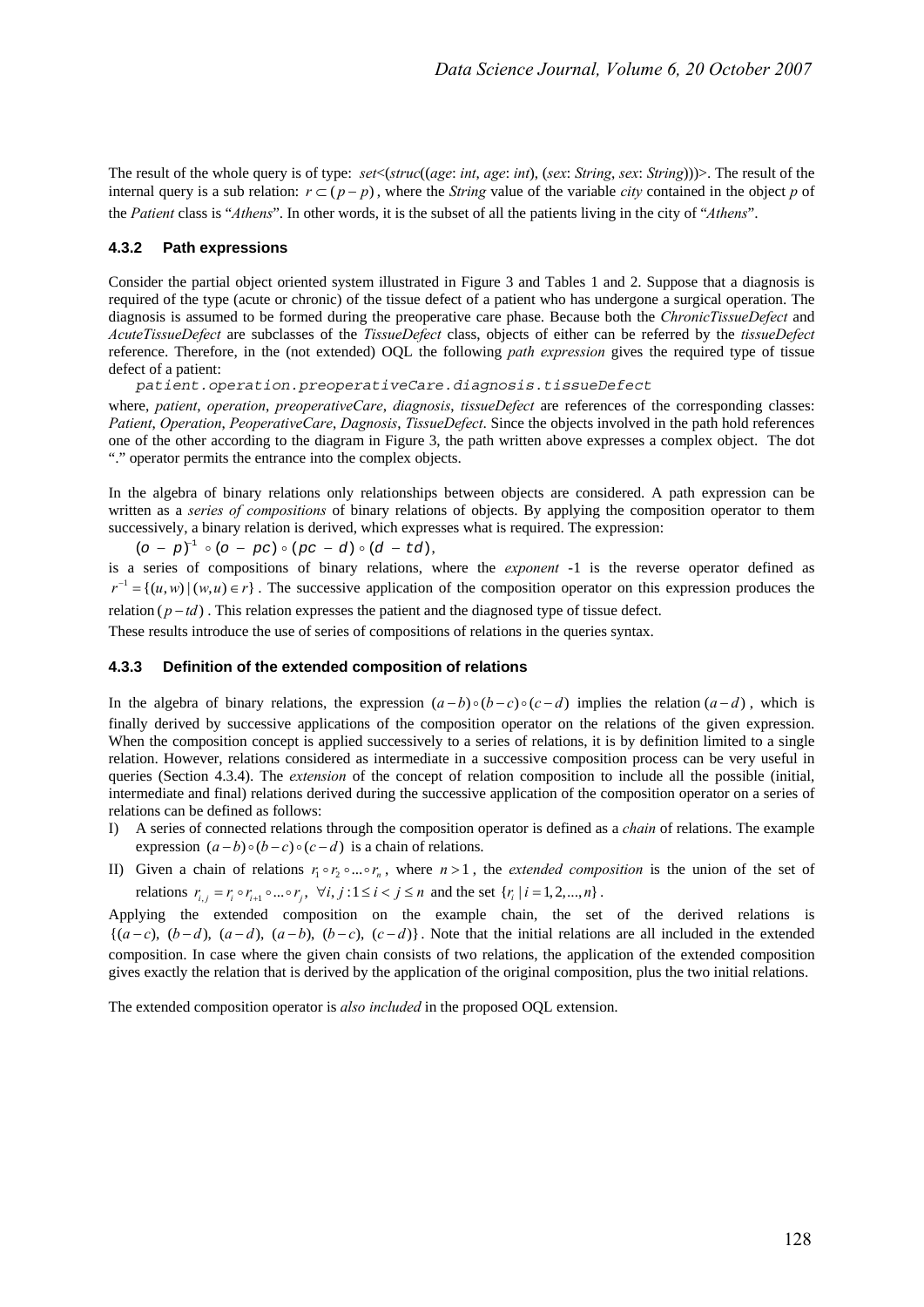The result of the whole query is of type: *set*<(*struc*((*age*: *int*, *age*: *int*), (*sex*: *String*, *sex*: *String*)))>. The result of the internal query is a sub relation: $r \subset (p-p)$, where the *String* value of the variable *city* contained in the object *p* of the *Patient* class is "*Athens*". In other words, it is the subset of all the patients living in the city of "*Athens*".

### 4.3.2 Path expressions

Consider the partial object oriented system illustrated in Figure 3 and Tables 1 and 2. Suppose that a diagnosis is required of the type (acute or chronic) of the tissue defect of a patient who has undergone a surgical operation. The diagnosis is assumed to be formed during the preoperative care phase. Because both the *ChronicTissueDefect* and *AcuteTissueDefect* are subclasses of the *TissueDefect* class, objects of either can be referred by the *tissueDefect* reference. Therefore, in the (not extended) OQL the following *path expression* gives the required type of tissue defect of a patient:

```
patient.operation.preoperativeCare.diagnosis.tissueDefect
```

where, *patient*, *operation*, *preoperativeCare*, *diagnosis*, *tissueDefect* are references of the corresponding classes: *Patient*, *Operation*, *PeoperativeCare*, *Dagnosis*, *TissueDefect*. Since the objects involved in the path hold references one of the other according to the diagram in Figure 3, the path written above expresses a complex object. The dot "." operator permits the entrance into the complex objects.

In the algebra of binary relations only relationships between objects are considered. A path expression can be written as a *series of compositions* of binary relations of objects. By applying the composition operator to them successively, a binary relation is derived, which expresses what is required. The expression:

$$(o - p)^{-1} \circ (o - pc) \circ (pc - d) \circ (d - td),$$

is a series of compositions of binary relations, where the *exponent* -1 is the reverse operator defined as $r^{-1} = \{(u,w) \mid (w,u) \in r\}$. The successive application of the composition operator on this expression produces the relation $(p-td)$. This relation expresses the patient and the diagnosed type of tissue defect.

These results introduce the use of series of compositions of relations in the queries syntax.

### 4.3.3 Definition of the extended composition of relations

In the algebra of binary relations, the expression $(a-b)\circ(b-c)\circ(c-d)$ implies the relation $(a-d)$, which is finally derived by successive applications of the composition operator on the relations of the given expression. When the composition concept is applied successively to a series of relations, it is by definition limited to a single relation. However, relations considered as intermediate in a successive composition process can be very useful in queries (Section 4.3.4). The *extension* of the concept of relation composition to include all the possible (initial, intermediate and final) relations derived during the successive application of the composition operator on a series of relations can be defined as follows:

I) A series of connected relations through the composition operator is defined as a *chain* of relations. The example expression $(a-b)\circ(b-c)\circ(c-d)$ is a chain of relations.

II) Given a chain of relations $r_1 \circ r_2 \circ ... \circ r_n$, where $n > 1$, the *extended composition* is the union of the set of relations $r_{i,j} = r_i \circ r_{i+1} \circ ... \circ r_j$, $\forall i, j : 1 \le i < j \le n$ and the set $\{r_i \mid i = 1, 2, ..., n\}$.

Applying the extended composition on the example chain, the set of the derived relations is $\{(a-c),\ (b-d),\ (a-d),\ (a-b),\ (b-c),\ (c-d)\}$. Note that the initial relations are all included in the extended composition. In case where the given chain consists of two relations, the application of the extended composition gives exactly the relation that is derived by the application of the original composition, plus the two initial relations.

The extended composition operator is *also included* in the proposed OQL extension.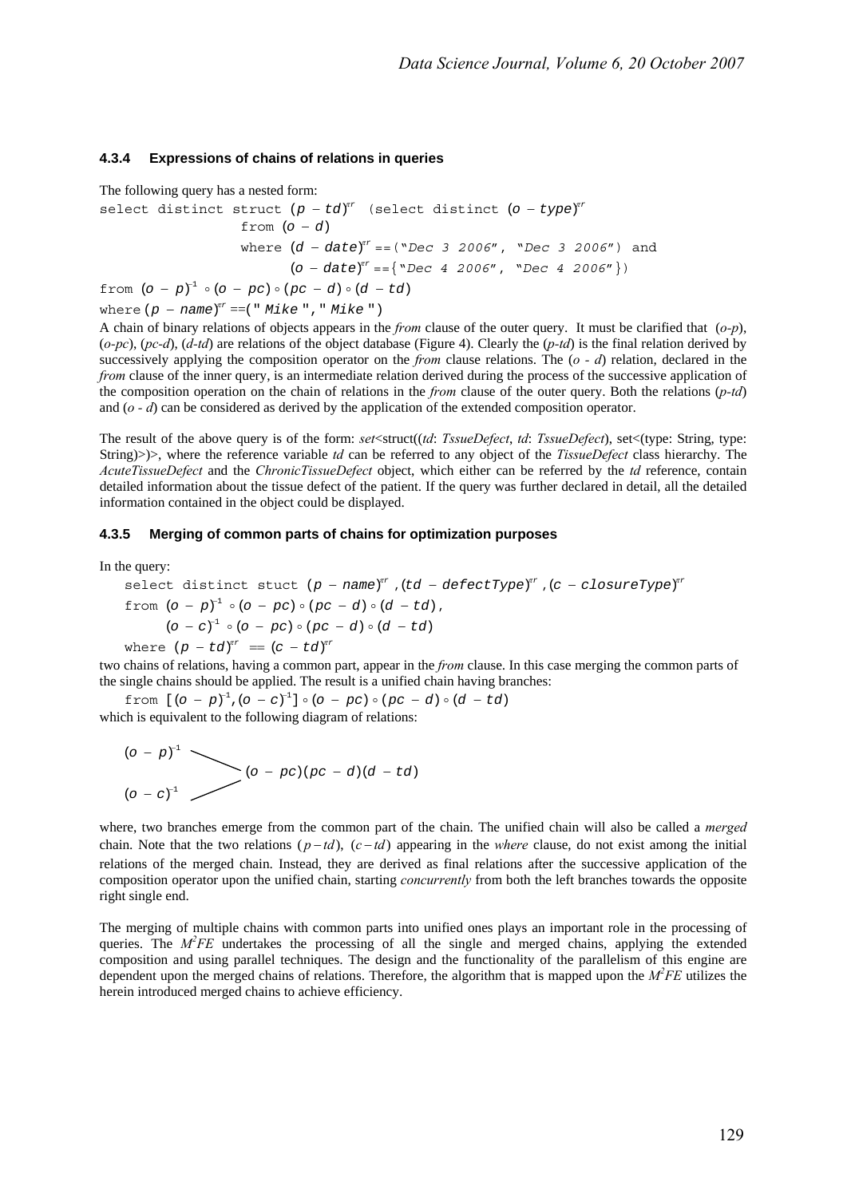#### 4.3.4 Expressions of chains of relations in queries

The following query has a nested form:

```
select distinct struct (p − td)^εr  (select distinct (o − type)^εr
                 from (o − d)
                 where (d − date)^εr ==("Dec 3 2006", "Dec 3 2006") and
                       (o − date)^εr =={"Dec 4 2006", "Dec 4 2006"})
from (o − p)^-1 ∘ (o − pc) ∘ (pc − d) ∘ (d − td)
where (p − name)^εr ==("Mike","Mike")
```

A chain of binary relations of objects appears in the *from* clause of the outer query. It must be clarified that (*o-p*), (*o-pc*), (*pc-d*), (*d-td*) are relations of the object database (Figure 4). Clearly the (*p-td*) is the final relation derived by successively applying the composition operator on the *from* clause relations. The (*o - d*) relation, declared in the *from* clause of the inner query, is an intermediate relation derived during the process of the successive application of the composition operation on the chain of relations in the *from* clause of the outer query. Both the relations (*p-td*) and (*o - d*) can be considered as derived by the application of the extended composition operator.

The result of the above query is of the form: *set*<struct((*td*: *TssueDefect*, *td*: *TssueDefect*), set<(type: String, type: String)>)>, where the reference variable *td* can be referred to any object of the *TissueDefect* class hierarchy. The *AcuteTissueDefect* and the *ChronicTissueDefect* object, which either can be referred by the *td* reference, contain detailed information about the tissue defect of the patient. If the query was further declared in detail, all the detailed information contained in the object could be displayed.

#### 4.3.5 Merging of common parts of chains for optimization purposes

In the query:

```
select distinct stuct (p − name)^εr ,(td − defectType)^εr ,(c − closureType)^εr
from (o − p)^-1 ∘ (o − pc) ∘ (pc − d) ∘ (d − td),
     (o − c)^-1 ∘ (o − pc) ∘ (pc − d) ∘ (d − td)
where (p − td)^εr == (c − td)^εr
```

two chains of relations, having a common part, appear in the *from* clause. In this case merging the common parts of the single chains should be applied. The result is a unified chain having branches:

```
from [(o − p)^-1,(o − c)^-1] ∘ (o − pc) ∘ (pc − d) ∘ (d − td)
```

which is equivalent to the following diagram of relations:

```
(o − p)^-1 \
            > (o − pc)(pc − d)(d − td)
(o − c)^-1 /
```

where, two branches emerge from the common part of the chain. The unified chain will also be called a *merged* chain. Note that the two relations $(p-td)$, $(c-td)$ appearing in the *where* clause, do not exist among the initial relations of the merged chain. Instead, they are derived as final relations after the successive application of the composition operator upon the unified chain, starting *concurrently* from both the left branches towards the opposite right single end.

The merging of multiple chains with common parts into unified ones plays an important role in the processing of queries. The $M^2FE$ undertakes the processing of all the single and merged chains, applying the extended composition and using parallel techniques. The design and the functionality of the parallelism of this engine are dependent upon the merged chains of relations. Therefore, the algorithm that is mapped upon the $M^2FE$ utilizes the herein introduced merged chains to achieve efficiency.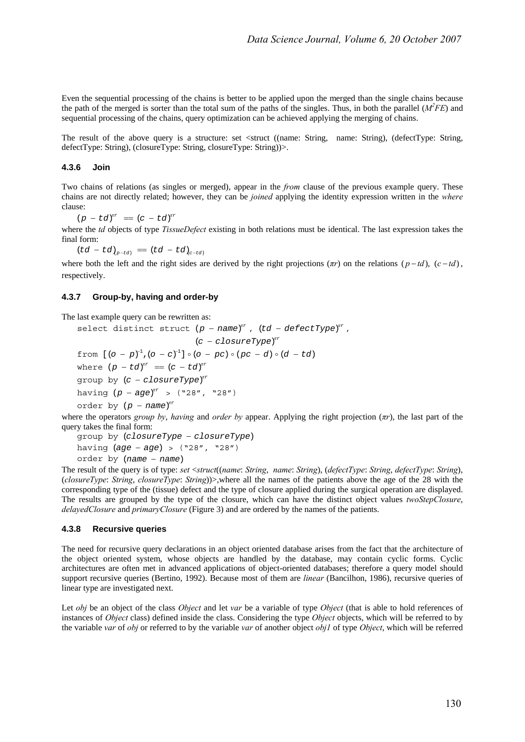Even the sequential processing of the chains is better to be applied upon the merged than the single chains because the path of the merged is sorter than the total sum of the paths of the singles. Thus, in both the parallel ($M^2FE$) and sequential processing of the chains, query optimization can be achieved applying the merging of chains.

The result of the above query is a structure: set <struct ((name: String, name: String), (defectType: String, defectType: String), (closureType: String, closureType: String))>.

### 4.3.6 Join

Two chains of relations (as singles or merged), appear in the *from* clause of the previous example query. These chains are not directly related; however, they can be *joined* applying the identity expression written in the *where* clause:

$$(p - td)^{\pi r} == (c - td)^{\pi r}$$

where the *td* objects of type *TissueDefect* existing in both relations must be identical. The last expression takes the final form:

$$(td - td)_{(p-td)} == (td - td)_{(c-td)}$$

where both the left and the right sides are derived by the right projections (*πr*) on the relations $(p-td)$, $(c-td)$, respectively.

### 4.3.7 Group-by, having and order-by

The last example query can be rewritten as:

$$
\begin{aligned}
&\texttt{select distinct struct } (p - name)^{\pi r},\ (td - defectType)^{\pi r}, \\
&\qquad\qquad\qquad (c - closureType)^{\pi r} \\
&\texttt{from } [(o - p)^{-1}, (o - c)^{-1}] \circ (o - pc) \circ (pc - d) \circ (d - td) \\
&\texttt{where } (p - td)^{\pi r} == (c - td)^{\pi r} \\
&\texttt{group by } (c - closureType)^{\pi r} \\
&\texttt{having } (p - age)^{\pi r} > (\text{"28"}, \text{"28"}) \\
&\texttt{order by } (p - name)^{\pi r}
\end{aligned}
$$

where the operators *group by*, *having* and *order by* appear. Applying the right projection (*πr*), the last part of the query takes the final form:

$$
\begin{aligned}
&\texttt{group by } (closureType - closureType) \\
&\texttt{having } (age - age) > (\text{"28"}, \text{"28"}) \\
&\texttt{order by } (name - name)
\end{aligned}
$$

The result of the query is of type: *set <struct*((*name*: *String*, *name*: *String*), (*defectType*: *String*, *defectType*: *String*), (*closureType*: *String*, *closureType*: *String*))>,where all the names of the patients above the age of the 28 with the corresponding type of the (tissue) defect and the type of closure applied during the surgical operation are displayed. The results are grouped by the type of the closure, which can have the distinct object values *twoStepClosure*, *delayedClosure* and *primaryClosure* (Figure 3) and are ordered by the names of the patients.

### 4.3.8 Recursive queries

The need for recursive query declarations in an object oriented database arises from the fact that the architecture of the object oriented system, whose objects are handled by the database, may contain cyclic forms. Cyclic architectures are often met in advanced applications of object-oriented databases; therefore a query model should support recursive queries (Bertino, 1992). Because most of them are *linear* (Bancilhon, 1986), recursive queries of linear type are investigated next.

Let *obj* be an object of the class *Object* and let *var* be a variable of type *Object* (that is able to hold references of instances of *Object* class) defined inside the class. Considering the type *Object* objects, which will be referred to by the variable *var* of *obj* or referred to by the variable *var* of another object *obj1* of type *Object*, which will be referred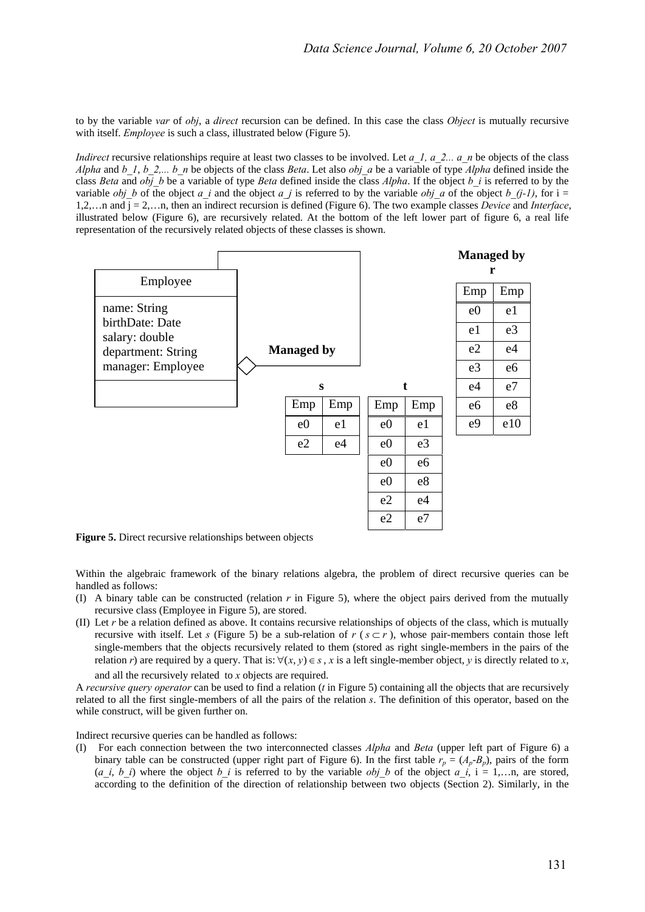to by the variable *var* of *obj*, a *direct* recursion can be defined. In this case the class *Object* is mutually recursive with itself. *Employee* is such a class, illustrated below (Figure 5).

*Indirect* recursive relationships require at least two classes to be involved. Let *a_1, a_2... a_n* be objects of the class *Alpha* and *b_1*, *b_2,... b_n* be objects of the class *Beta*. Let also *obj_a* be a variable of type *Alpha* defined inside the class *Beta* and *obj_b* be a variable of type *Beta* defined inside the class *Alpha*. If the object *b_i* is referred to by the variable *obj_b* of the object *a_i* and the object *a_j* is referred to by the variable *obj_a* of the object *b_(j-1)*, for i = 1,2,…n and j = 2,…n, then an indirect recursion is defined (Figure 6). The two example classes *Device* and *Interface*, illustrated below (Figure 6), are recursively related. At the bottom of the left lower part of figure 6, a real life representation of the recursively related objects of these classes is shown.

Employee

name: String
birthDate: Date
salary: double
department: String
manager: Employee

**Managed by**

**s**

| Emp | Emp |
|---|---|
| e0 | e1 |
| e2 | e4 |

**t**

| Emp | Emp |
|---|---|
| e0 | e1 |
| e0 | e3 |
| e0 | e6 |
| e0 | e8 |
| e2 | e4 |
| e2 | e7 |

**Managed by r**

| Emp | Emp |
|---|---|
| e0 | e1 |
| e1 | e3 |
| e2 | e4 |
| e3 | e6 |
| e4 | e7 |
| e6 | e8 |
| e9 | e10 |

**Figure 5.** Direct recursive relationships between objects

Within the algebraic framework of the binary relations algebra, the problem of direct recursive queries can be handled as follows:

(I) A binary table can be constructed (relation *r* in Figure 5), where the object pairs derived from the mutually recursive class (Employee in Figure 5), are stored.

(II) Let *r* be a relation defined as above. It contains recursive relationships of objects of the class, which is mutually recursive with itself. Let *s* (Figure 5) be a sub-relation of *r* ( $s \subset r$ ), whose pair-members contain those left single-members that the objects recursively related to them (stored as right single-members in the pairs of the relation *r*) are required by a query. That is: $\forall (x, y) \in s$ , *x* is a left single-member object, *y* is directly related to *x*, and all the recursively related to *x* objects are required.

A *recursive query operator* can be used to find a relation (*t* in Figure 5) containing all the objects that are recursively related to all the first single-members of all the pairs of the relation *s*. The definition of this operator, based on the while construct, will be given further on.

Indirect recursive queries can be handled as follows:

(I) For each connection between the two interconnected classes *Alpha* and *Beta* (upper left part of Figure 6) a binary table can be constructed (upper right part of Figure 6). In the first table $r_p = (A_p\text{-}B_p)$, pairs of the form (*a_i*, *b_i*) where the object *b_i* is referred to by the variable *obj_b* of the object *a_i*, i = 1,…n, are stored, according to the definition of the direction of relationship between two objects (Section 2). Similarly, in the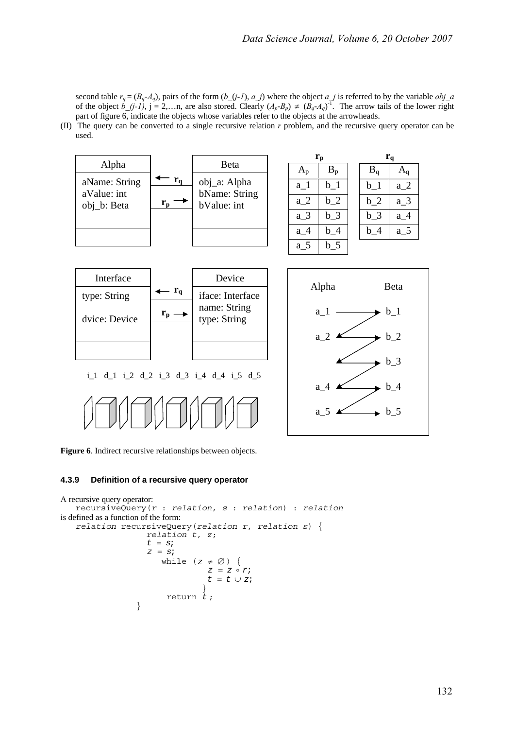second table $r_q = (B_q\text{-}A_q)$, pairs of the form (*b_(j-1)*, *a_j*) where the object *a_j* is referred to by the variable *obj_a* of the object *b_(j-1)*, j = 2,…n, are also stored. Clearly $(A_p\text{-}B_p) \neq (B_q\text{-}A_q)^{-1}$. The arrow tails of the lower right part of figure 6, indicate the objects whose variables refer to the objects at the arrowheads.

(II) The query can be converted to a single recursive relation *r* problem, and the recursive query operator can be used.

**$r_p$**

| $A_p$ | $B_p$ |
|---|---|
| a_1 | b_1 |
| a_2 | b_2 |
| a_3 | b_3 |
| a_4 | b_4 |
| a_5 | b_5 |

**$r_q$**

| $B_q$ | $A_q$ |
|---|---|
| b_1 | a_2 |
| b_2 | a_3 |
| b_3 | a_4 |
| b_4 | a_5 |

**Figure 6**. Indirect recursive relationships between objects.

#### 4.3.9 Definition of a recursive query operator

A recursive query operator:

```
recursiveQuery(r : relation, s : relation) : relation
```

is defined as a function of the form:

```
relation recursiveQuery(relation r, relation s) {
        relation t, z;
        t = s;
        z = s;
           while (z ≠ ∅) {
                  z = z ∘ r;
                  t = t ∪ z;
                 }
            return t;
       }
```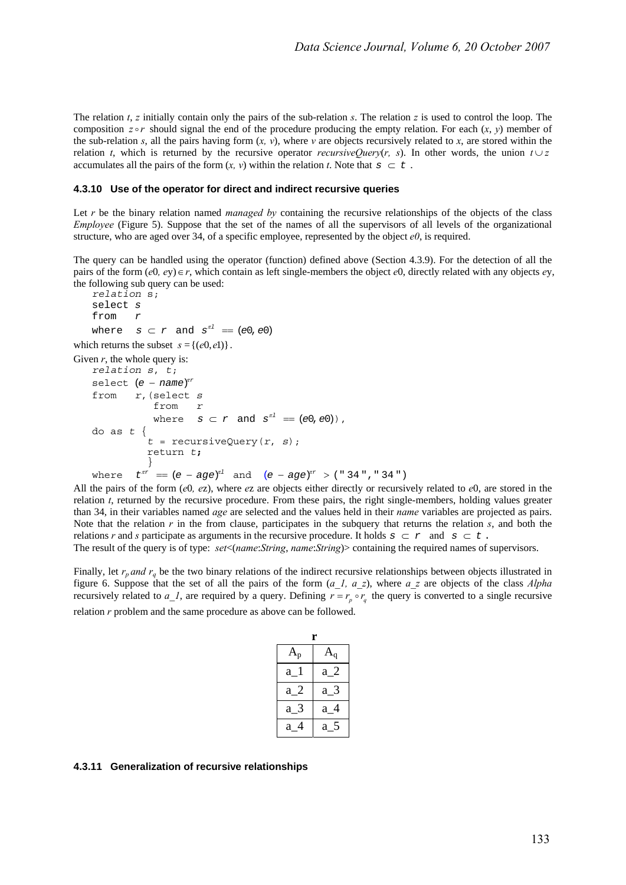The relation $t$, $z$ initially contain only the pairs of the sub-relation $s$. The relation $z$ is used to control the loop. The composition $z \circ r$ should signal the end of the procedure producing the empty relation. For each $(x, y)$ member of the sub-relation $s$, all the pairs having form $(x, v)$, where $v$ are objects recursively related to $x$, are stored within the relation $t$, which is returned by the recursive operator *recursiveQuery*$(r, s)$. In other words, the union $t \cup z$ accumulates all the pairs of the form $(x, v)$ within the relation $t$. Note that $s \subset t$ .

### 4.3.10 Use of the operator for direct and indirect recursive queries

Let $r$ be the binary relation named *managed by* containing the recursive relationships of the objects of the class *Employee* (Figure 5). Suppose that the set of the names of all the supervisors of all levels of the organizational structure, who are aged over 34, of a specific employee, represented by the object $e0$, is required.

The query can be handled using the operator (function) defined above (Section 4.3.9). For the detection of all the pairs of the form $(e0, ey) \in r$, which contain as left single-members the object $e0$, directly related with any objects $ey$, the following sub query can be used:

```
relation s;
select s
from   r
where  s ⊂ r  and  s^π1 == (e0, e0)
```

which returns the subset $s = \{(e0, e1)\}$.

Given $r$, the whole query is:

```
relation s, t;
select (e − name)^πr
from   r, (select s
           from   r
           where  s ⊂ r  and  s^π1 == (e0, e0)),
do as t {
         t = recursiveQuery(r, s);
         return t;
         }
where  t^πr == (e − age)^π1  and  (e − age)^πr > ("34","34")
```

All the pairs of the form $(e0, ez)$, where $ez$ are objects either directly or recursively related to $e0$, are stored in the relation $t$, returned by the recursive procedure. From these pairs, the right single-members, holding values greater than 34, in their variables named *age* are selected and the values held in their *name* variables are projected as pairs. Note that the relation $r$ in the from clause, participates in the subquery that returns the relation $s$, and both the relations $r$ and $s$ participate as arguments in the recursive procedure. It holds $s \subset r$ and $s \subset t$ .
The result of the query is of type: *set*<(*name*:*String*, *name*:*String*)> containing the required names of supervisors.

Finally, let $r_p$ *and* $r_q$ be the two binary relations of the indirect recursive relationships between objects illustrated in figure 6. Suppose that the set of all the pairs of the form $(a\_1, a\_z)$, where $a\_z$ are objects of the class *Alpha* recursively related to $a\_1$, are required by a query. Defining $r = r_p \circ r_q$ the query is converted to a single recursive relation $r$ problem and the same procedure as above can be followed.

**r**

| $A_p$ | $A_q$ |
|---|---|
| a_1 | a_2 |
| a_2 | a_3 |
| a_3 | a_4 |
| a_4 | a_5 |

### 4.3.11 Generalization of recursive relationships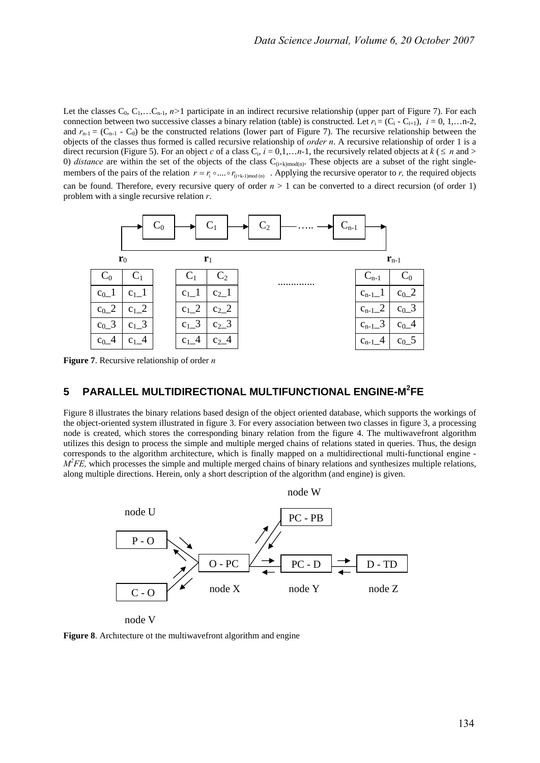Let the classes $C_0, C_1, \ldots C_{n-1}$, $n>1$ participate in an indirect recursive relationship (upper part of Figure 7). For each connection between two successive classes a binary relation (table) is constructed. Let $r_i = (C_i - C_{i+1})$, $i = 0, 1, \ldots n-2$, and $r_{n-1} = (C_{n-1} - C_0)$ be the constructed relations (lower part of Figure 7). The recursive relationship between the objects of the classes thus formed is called recursive relationship of *order n*. A recursive relationship of order 1 is a direct recursion (Figure 5). For an object $c$ of a class $C_i$, $i = 0,1,\ldots n$-1, the recursively related objects at $k$ ($\leq n$ and $>$ 0) *distance* are within the set of the objects of the class $C_{(i+k)\text{mod}(n)}$. These objects are a subset of the right single-members of the pairs of the relation $r = r_i \circ \ldots \circ r_{(i+k-1)\text{mod}(n)}$ . Applying the recursive operator to $r$, the required objects can be found. Therefore, every recursive query of order $n > 1$ can be converted to a direct recursion (of order 1) problem with a single recursive relation $r$.

$C_0 \rightarrow C_1 \rightarrow C_2 \rightarrow \ldots \rightarrow C_{n-1} \rightarrow C_0$

**$r_0$**

| $C_0$ | $C_1$ |
|---|---|
| $c_0$_1 | $c_1$_1 |
| $c_0$_2 | $c_1$_2 |
| $c_0$_3 | $c_1$_3 |
| $c_0$_4 | $c_1$_4 |

**$r_1$**

| $C_1$ | $C_2$ |
|---|---|
| $c_1$_1 | $c_2$_1 |
| $c_1$_2 | $c_2$_2 |
| $c_1$_3 | $c_2$_3 |
| $c_1$_4 | $c_2$_4 |

.............

**$r_{n-1}$**

| $C_{n-1}$ | $C_0$ |
|---|---|
| $c_{n-1}$_1 | $c_0$_2 |
| $c_{n-1}$_2 | $c_0$_3 |
| $c_{n-1}$_3 | $c_0$_4 |
| $c_{n-1}$_4 | $c_0$_5 |

**Figure 7**. Recursive relationship of order *n*

## 5 PARALLEL MULTIDIRECTIONAL MULTIFUNCTIONAL ENGINE-M²FE

Figure 8 illustrates the binary relations based design of the object oriented database, which supports the workings of the object-oriented system illustrated in figure 3. For every association between two classes in figure 3, a processing node is created, which stores the corresponding binary relation from the figure 4. The multiwavefront algorithm utilizes this design to process the simple and multiple merged chains of relations stated in queries. Thus, the design corresponds to the algorithm architecture, which is finally mapped on a multidirectional multi-functional engine - *$M^2FE$*, which processes the simple and multiple merged chains of binary relations and synthesizes multiple relations, along multiple directions. Herein, only a short description of the algorithm (and engine) is given.

node U: P - O

node V: C - O

node X: O - PC

node W: PC - PB

node Y: PC - D

node Z: D - TD

**Figure 8**. Architecture of the multiwavefront algorithm and engine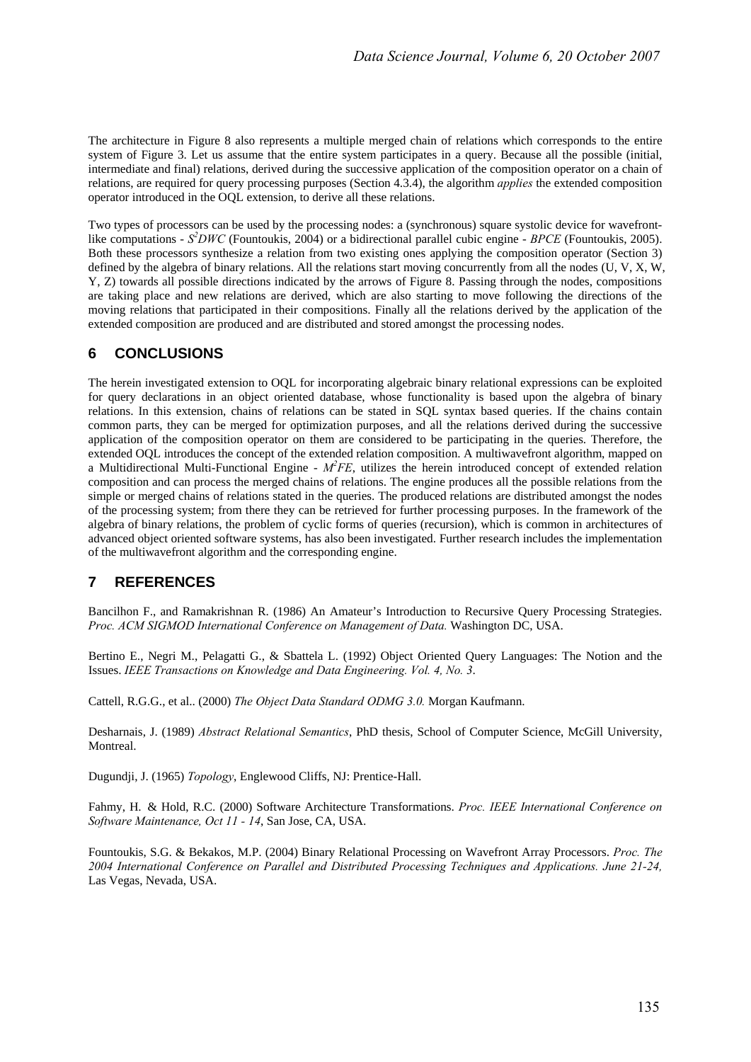The architecture in Figure 8 also represents a multiple merged chain of relations which corresponds to the entire system of Figure 3. Let us assume that the entire system participates in a query. Because all the possible (initial, intermediate and final) relations, derived during the successive application of the composition operator on a chain of relations, are required for query processing purposes (Section 4.3.4), the algorithm *applies* the extended composition operator introduced in the OQL extension, to derive all these relations.

Two types of processors can be used by the processing nodes: a (synchronous) square systolic device for wavefront-like computations - $S^2DWC$ (Fountoukis, 2004) or a bidirectional parallel cubic engine - *BPCE* (Fountoukis, 2005). Both these processors synthesize a relation from two existing ones applying the composition operator (Section 3) defined by the algebra of binary relations. All the relations start moving concurrently from all the nodes (U, V, X, W, Y, Z) towards all possible directions indicated by the arrows of Figure 8. Passing through the nodes, compositions are taking place and new relations are derived, which are also starting to move following the directions of the moving relations that participated in their compositions. Finally all the relations derived by the application of the extended composition are produced and are distributed and stored amongst the processing nodes.

## 6 CONCLUSIONS

The herein investigated extension to OQL for incorporating algebraic binary relational expressions can be exploited for query declarations in an object oriented database, whose functionality is based upon the algebra of binary relations. In this extension, chains of relations can be stated in SQL syntax based queries. If the chains contain common parts, they can be merged for optimization purposes, and all the relations derived during the successive application of the composition operator on them are considered to be participating in the queries. Therefore, the extended OQL introduces the concept of the extended relation composition. A multiwavefront algorithm, mapped on a Multidirectional Multi-Functional Engine - $M^2FE$, utilizes the herein introduced concept of extended relation composition and can process the merged chains of relations. The engine produces all the possible relations from the simple or merged chains of relations stated in the queries. The produced relations are distributed amongst the nodes of the processing system; from there they can be retrieved for further processing purposes. In the framework of the algebra of binary relations, the problem of cyclic forms of queries (recursion), which is common in architectures of advanced object oriented software systems, has also been investigated. Further research includes the implementation of the multiwavefront algorithm and the corresponding engine.

## 7 REFERENCES

Bancilhon F., and Ramakrishnan R. (1986) An Amateur's Introduction to Recursive Query Processing Strategies. *Proc. ACM SIGMOD International Conference on Management of Data.* Washington DC, USA.

Bertino E., Negri M., Pelagatti G., & Sbattela L. (1992) Object Oriented Query Languages: The Notion and the Issues. *IEEE Transactions on Knowledge and Data Engineering. Vol. 4, No. 3*.

Cattell, R.G.G., et al.. (2000) *The Object Data Standard ODMG 3.0.* Morgan Kaufmann.

Desharnais, J. (1989) *Abstract Relational Semantics*, PhD thesis, School of Computer Science, McGill University, Montreal.

Dugundji, J. (1965) *Topology*, Englewood Cliffs, NJ: Prentice-Hall.

Fahmy, H. & Hold, R.C. (2000) Software Architecture Transformations. *Proc. IEEE International Conference on Software Maintenance, Oct 11 - 14*, San Jose, CA, USA.

Fountoukis, S.G. & Bekakos, M.P. (2004) Binary Relational Processing on Wavefront Array Processors. *Proc. The 2004 International Conference on Parallel and Distributed Processing Techniques and Applications. June 21-24,* Las Vegas, Nevada, USA.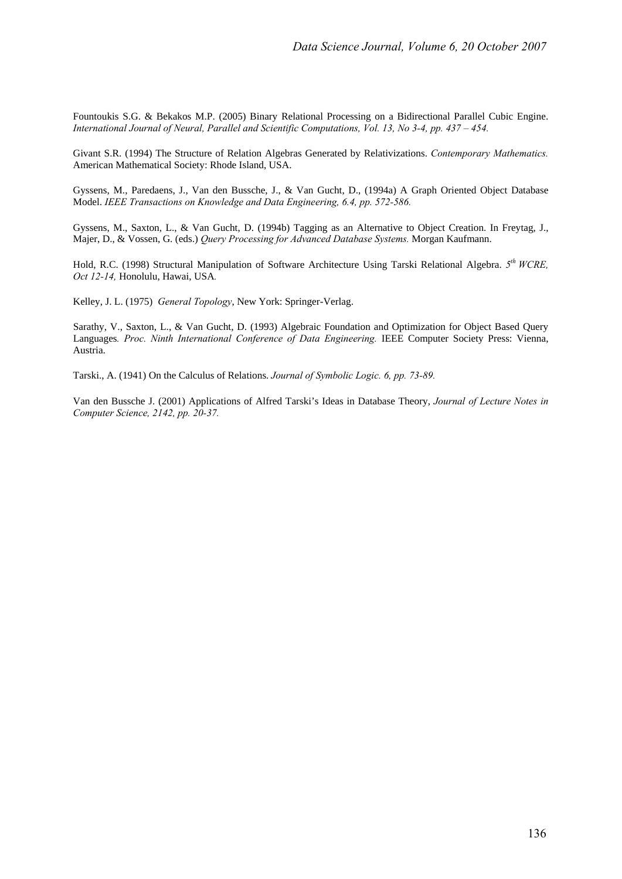Fountoukis S.G. & Bekakos M.P. (2005) Binary Relational Processing on a Bidirectional Parallel Cubic Engine. *International Journal of Neural, Parallel and Scientific Computations, Vol. 13, No 3-4, pp. 437 – 454.*

Givant S.R. (1994) The Structure of Relation Algebras Generated by Relativizations. *Contemporary Mathematics.* American Mathematical Society: Rhode Island, USA.

Gyssens, M., Paredaens, J., Van den Bussche, J., & Van Gucht, D., (1994a) A Graph Oriented Object Database Model. *IEEE Transactions on Knowledge and Data Engineering, 6.4, pp. 572-586.*

Gyssens, M., Saxton, L., & Van Gucht, D. (1994b) Tagging as an Alternative to Object Creation. In Freytag, J., Majer, D., & Vossen, G. (eds.) *Query Processing for Advanced Database Systems.* Morgan Kaufmann.

Hold, R.C. (1998) Structural Manipulation of Software Architecture Using Tarski Relational Algebra. *5th WCRE, Oct 12-14,* Honolulu, Hawai, USA.

Kelley, J. L. (1975) *General Topology*, New York: Springer-Verlag.

Sarathy, V., Saxton, L., & Van Gucht, D. (1993) Algebraic Foundation and Optimization for Object Based Query Languages. *Proc. Ninth International Conference of Data Engineering.* IEEE Computer Society Press: Vienna, Austria.

Tarski., A. (1941) On the Calculus of Relations. *Journal of Symbolic Logic. 6, pp. 73-89.*

Van den Bussche J. (2001) Applications of Alfred Tarski's Ideas in Database Theory, *Journal of Lecture Notes in Computer Science, 2142, pp. 20-37.*